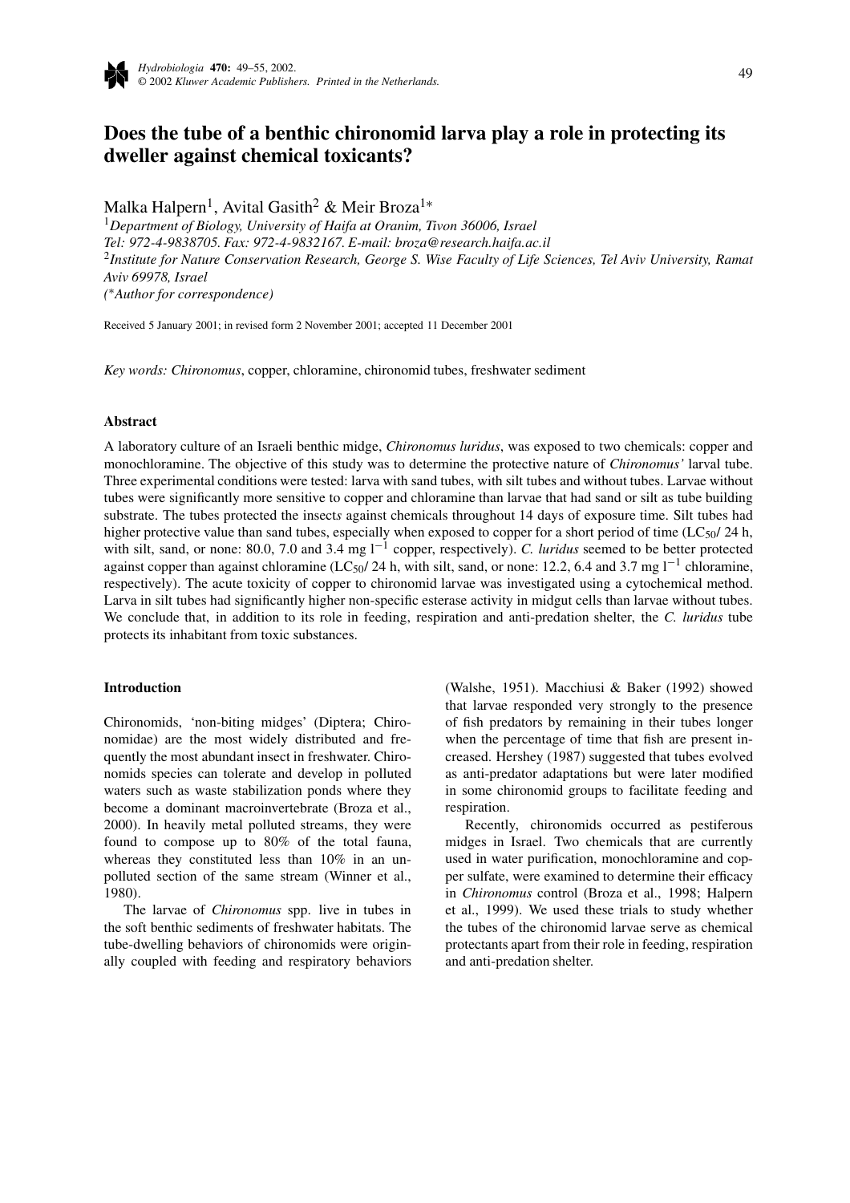# Does the tube of a benthic chironomid larva play a role in protecting its dweller against chemical toxicants?

Malka Halpern[1], Avital Gasith[2] & Meir Broza[1*]

[1]*Department of Biology, University of Haifa at Oranim, Tivon 36006, Israel*
*Tel: 972-4-9838705. Fax: 972-4-9832167. E-mail: broza@research.haifa.ac.il*
[2]*Institute for Nature Conservation Research, George S. Wise Faculty of Life Sciences, Tel Aviv University, Ramat Aviv 69978, Israel*
*(\*Author for correspondence)*

Received 5 January 2001; in revised form 2 November 2001; accepted 11 December 2001

*Key words: Chironomus*, copper, chloramine, chironomid tubes, freshwater sediment

### Abstract

A laboratory culture of an Israeli benthic midge, *Chironomus luridus*, was exposed to two chemicals: copper and monochloramine. The objective of this study was to determine the protective nature of *Chironomus'* larval tube. Three experimental conditions were tested: larva with sand tubes, with silt tubes and without tubes. Larvae without tubes were significantly more sensitive to copper and chloramine than larvae that had sand or silt as tube building substrate. The tubes protected the insect*s* against chemicals throughout 14 days of exposure time. Silt tubes had higher protective value than sand tubes, especially when exposed to copper for a short period of time ($LC_{50}$/ 24 h, with silt, sand, or none: 80.0, 7.0 and 3.4 mg $l^{-1}$ copper, respectively). *C. luridus* seemed to be better protected against copper than against chloramine ($LC_{50}$/ 24 h, with silt, sand, or none: 12.2, 6.4 and 3.7 mg $l^{-1}$ chloramine, respectively). The acute toxicity of copper to chironomid larvae was investigated using a cytochemical method. Larva in silt tubes had significantly higher non-specific esterase activity in midgut cells than larvae without tubes. We conclude that, in addition to its role in feeding, respiration and anti-predation shelter, the *C. luridus* tube protects its inhabitant from toxic substances.

### Introduction

Chironomids, 'non-biting midges' (Diptera; Chironomidae) are the most widely distributed and frequently the most abundant insect in freshwater. Chironomids species can tolerate and develop in polluted waters such as waste stabilization ponds where they become a dominant macroinvertebrate (Broza et al., 2000). In heavily metal polluted streams, they were found to compose up to 80% of the total fauna, whereas they constituted less than 10% in an unpolluted section of the same stream (Winner et al., 1980).

The larvae of *Chironomus* spp. live in tubes in the soft benthic sediments of freshwater habitats. The tube-dwelling behaviors of chironomids were originally coupled with feeding and respiratory behaviors (Walshe, 1951). Macchiusi & Baker (1992) showed that larvae responded very strongly to the presence of fish predators by remaining in their tubes longer when the percentage of time that fish are present increased. Hershey (1987) suggested that tubes evolved as anti-predator adaptations but were later modified in some chironomid groups to facilitate feeding and respiration.

Recently, chironomids occurred as pestiferous midges in Israel. Two chemicals that are currently used in water purification, monochloramine and copper sulfate, were examined to determine their efficacy in *Chironomus* control (Broza et al., 1998; Halpern et al., 1999). We used these trials to study whether the tubes of the chironomid larvae serve as chemical protectants apart from their role in feeding, respiration and anti-predation shelter.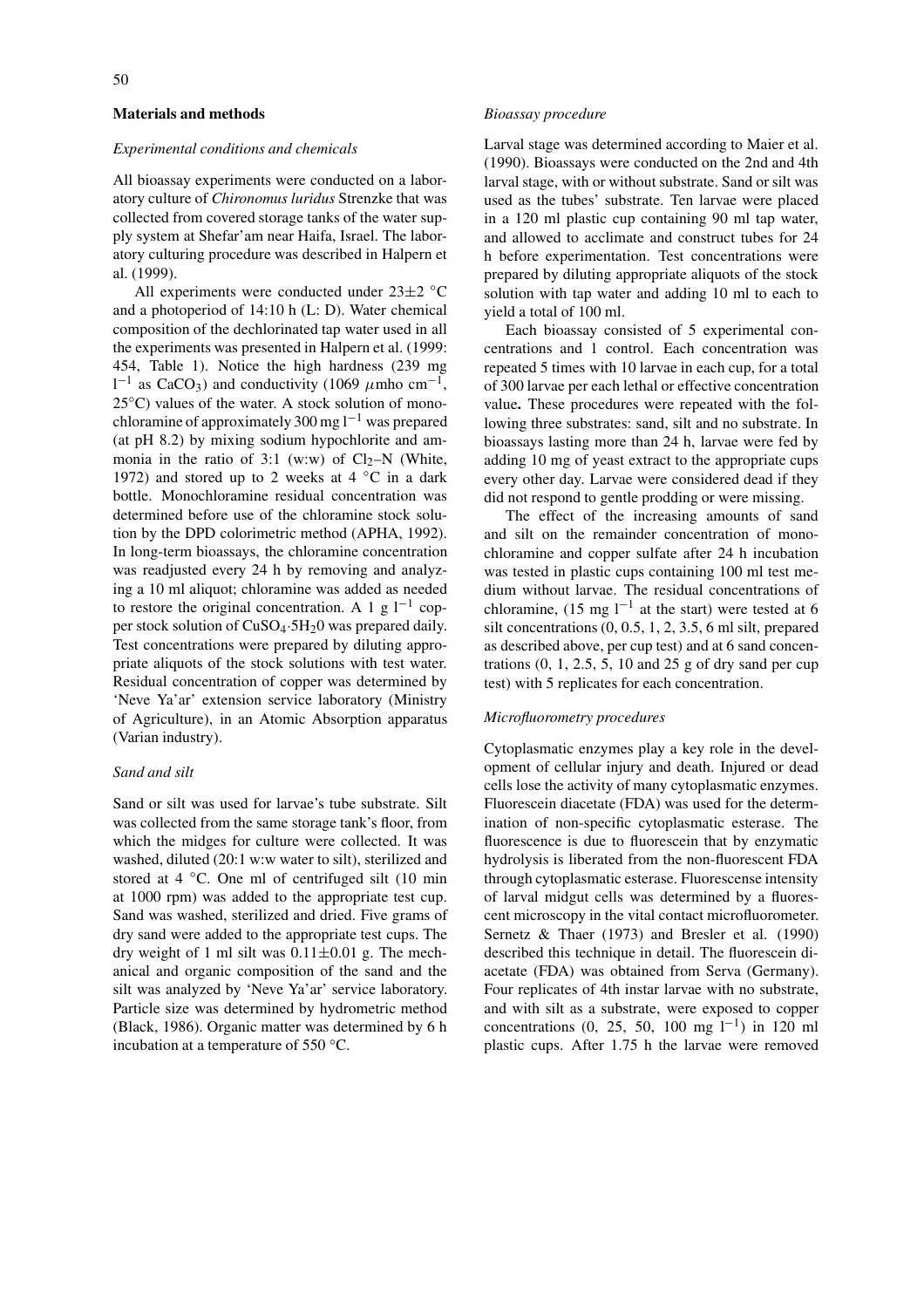## Materials and methods

### *Experimental conditions and chemicals*

All bioassay experiments were conducted on a laboratory culture of *Chironomus luridus* Strenzke that was collected from covered storage tanks of the water supply system at Shefar'am near Haifa, Israel. The laboratory culturing procedure was described in Halpern et al. (1999).

All experiments were conducted under 23±2 °C and a photoperiod of 14:10 h (L: D). Water chemical composition of the dechlorinated tap water used in all the experiments was presented in Halpern et al. (1999: 454, Table 1). Notice the high hardness (239 mg $l^{-1}$ as $CaCO_3$) and conductivity (1069 $\mu$mho $cm^{-1}$, 25°C) values of the water. A stock solution of monochloramine of approximately 300 mg $l^{-1}$ was prepared (at pH 8.2) by mixing sodium hypochlorite and ammonia in the ratio of 3:1 (w:w) of $Cl_2$–N (White, 1972) and stored up to 2 weeks at 4 °C in a dark bottle. Monochloramine residual concentration was determined before use of the chloramine stock solution by the DPD colorimetric method (APHA, 1992). In long-term bioassays, the chloramine concentration was readjusted every 24 h by removing and analyzing a 10 ml aliquot; chloramine was added as needed to restore the original concentration. A 1 g $l^{-1}$ copper stock solution of $CuSO_4{\cdot}5H_20$ was prepared daily. Test concentrations were prepared by diluting appropriate aliquots of the stock solutions with test water. Residual concentration of copper was determined by 'Neve Ya'ar' extension service laboratory (Ministry of Agriculture), in an Atomic Absorption apparatus (Varian industry).

### *Sand and silt*

Sand or silt was used for larvae's tube substrate. Silt was collected from the same storage tank's floor, from which the midges for culture were collected. It was washed, diluted (20:1 w:w water to silt), sterilized and stored at 4 °C. One ml of centrifuged silt (10 min at 1000 rpm) was added to the appropriate test cup. Sand was washed, sterilized and dried. Five grams of dry sand were added to the appropriate test cups. The dry weight of 1 ml silt was 0.11±0.01 g. The mechanical and organic composition of the sand and the silt was analyzed by 'Neve Ya'ar' service laboratory. Particle size was determined by hydrometric method (Black, 1986). Organic matter was determined by 6 h incubation at a temperature of 550 °C.

### *Bioassay procedure*

Larval stage was determined according to Maier et al. (1990). Bioassays were conducted on the 2nd and 4th larval stage, with or without substrate. Sand or silt was used as the tubes' substrate. Ten larvae were placed in a 120 ml plastic cup containing 90 ml tap water, and allowed to acclimate and construct tubes for 24 h before experimentation. Test concentrations were prepared by diluting appropriate aliquots of the stock solution with tap water and adding 10 ml to each to yield a total of 100 ml.

Each bioassay consisted of 5 experimental concentrations and 1 control. Each concentration was repeated 5 times with 10 larvae in each cup, for a total of 300 larvae per each lethal or effective concentration value**.** These procedures were repeated with the following three substrates: sand, silt and no substrate. In bioassays lasting more than 24 h, larvae were fed by adding 10 mg of yeast extract to the appropriate cups every other day. Larvae were considered dead if they did not respond to gentle prodding or were missing.

The effect of the increasing amounts of sand and silt on the remainder concentration of monochloramine and copper sulfate after 24 h incubation was tested in plastic cups containing 100 ml test medium without larvae. The residual concentrations of chloramine, (15 mg $l^{-1}$ at the start) were tested at 6 silt concentrations (0, 0.5, 1, 2, 3.5, 6 ml silt, prepared as described above, per cup test) and at 6 sand concentrations (0, 1, 2.5, 5, 10 and 25 g of dry sand per cup test) with 5 replicates for each concentration.

### *Microfluorometry procedures*

Cytoplasmatic enzymes play a key role in the development of cellular injury and death. Injured or dead cells lose the activity of many cytoplasmatic enzymes. Fluorescein diacetate (FDA) was used for the determination of non-specific cytoplasmatic esterase. The fluorescence is due to fluorescein that by enzymatic hydrolysis is liberated from the non-fluorescent FDA through cytoplasmatic esterase. Fluorescense intensity of larval midgut cells was determined by a fluorescent microscopy in the vital contact microfluorometer. Sernetz & Thaer (1973) and Bresler et al. (1990) described this technique in detail. The fluorescein diacetate (FDA) was obtained from Serva (Germany). Four replicates of 4th instar larvae with no substrate, and with silt as a substrate, were exposed to copper concentrations (0, 25, 50, 100 mg $l^{-1}$) in 120 ml plastic cups. After 1.75 h the larvae were removed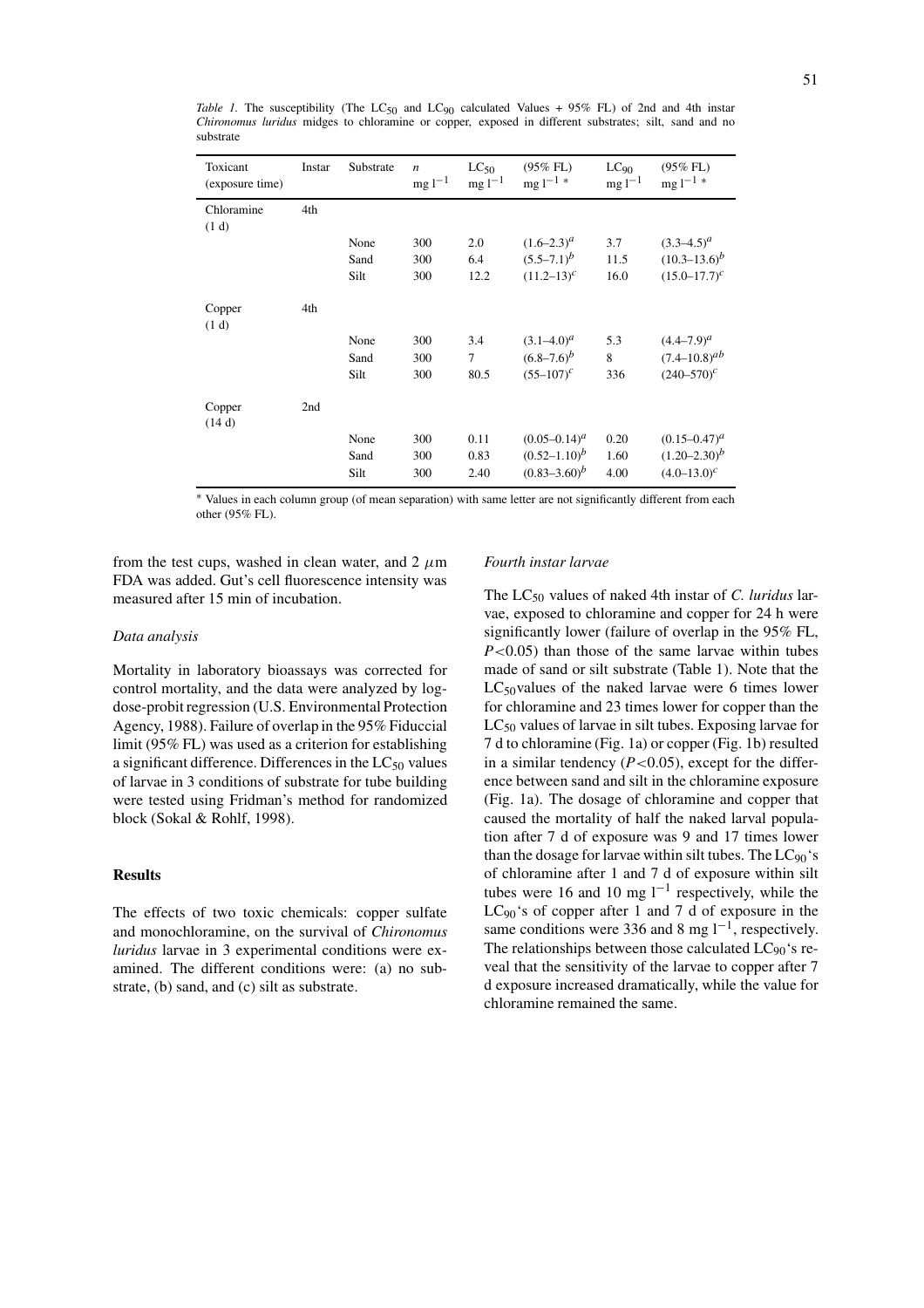*Table 1.* The susceptibility (The $LC_{50}$ and $LC_{90}$ calculated Values + 95% FL) of 2nd and 4th instar *Chironomus luridus* midges to chloramine or copper, exposed in different substrates; silt, sand and no substrate

| Toxicant (exposure time) | Instar | Substrate | $n$ mg $l^{-1}$ | $LC_{50}$ mg $l^{-1}$ | (95% FL) mg $l^{-1}$ * | $LC_{90}$ mg $l^{-1}$ | (95% FL) mg $l^{-1}$ * |
|---|---|---|---|---|---|---|---|
| Chloramine (1 d) | 4th | | | | | | |
| | | None | 300 | 2.0 | $(1.6–2.3)^{a}$ | 3.7 | $(3.3–4.5)^{a}$ |
| | | Sand | 300 | 6.4 | $(5.5–7.1)^{b}$ | 11.5 | $(10.3–13.6)^{b}$ |
| | | Silt | 300 | 12.2 | $(11.2–13)^{c}$ | 16.0 | $(15.0–17.7)^{c}$ |
| Copper (1 d) | 4th | | | | | | |
| | | None | 300 | 3.4 | $(3.1–4.0)^{a}$ | 5.3 | $(4.4–7.9)^{a}$ |
| | | Sand | 300 | 7 | $(6.8–7.6)^{b}$ | 8 | $(7.4–10.8)^{ab}$ |
| | | Silt | 300 | 80.5 | $(55–107)^{c}$ | 336 | $(240–570)^{c}$ |
| Copper (14 d) | 2nd | | | | | | |
| | | None | 300 | 0.11 | $(0.05–0.14)^{a}$ | 0.20 | $(0.15–0.47)^{a}$ |
| | | Sand | 300 | 0.83 | $(0.52–1.10)^{b}$ | 1.60 | $(1.20–2.30)^{b}$ |
| | | Silt | 300 | 2.40 | $(0.83–3.60)^{b}$ | 4.00 | $(4.0–13.0)^{c}$ |

* Values in each column group (of mean separation) with same letter are not significantly different from each other (95% FL).

from the test cups, washed in clean water, and 2 $\mu$m FDA was added. Gut's cell fluorescence intensity was measured after 15 min of incubation.

*Data analysis*

Mortality in laboratory bioassays was corrected for control mortality, and the data were analyzed by log-dose-probit regression (U.S. Environmental Protection Agency, 1988). Failure of overlap in the 95% Fiduccial limit (95% FL) was used as a criterion for establishing a significant difference. Differences in the $LC_{50}$ values of larvae in 3 conditions of substrate for tube building were tested using Fridman's method for randomized block (Sokal & Rohlf, 1998).

## Results

The effects of two toxic chemicals: copper sulfate and monochloramine, on the survival of *Chironomus luridus* larvae in 3 experimental conditions were examined. The different conditions were: (a) no substrate, (b) sand, and (c) silt as substrate.

*Fourth instar larvae*

The $LC_{50}$ values of naked 4th instar of *C. luridus* larvae, exposed to chloramine and copper for 24 h were significantly lower (failure of overlap in the 95% FL, $P<0.05$) than those of the same larvae within tubes made of sand or silt substrate (Table 1). Note that the $LC_{50}$values of the naked larvae were 6 times lower for chloramine and 23 times lower for copper than the $LC_{50}$ values of larvae in silt tubes. Exposing larvae for 7 d to chloramine (Fig. 1a) or copper (Fig. 1b) resulted in a similar tendency ($P<0.05$), except for the difference between sand and silt in the chloramine exposure (Fig. 1a). The dosage of chloramine and copper that caused the mortality of half the naked larval population after 7 d of exposure was 9 and 17 times lower than the dosage for larvae within silt tubes. The $LC_{90}$'s of chloramine after 1 and 7 d of exposure within silt tubes were 16 and 10 mg $l^{-1}$ respectively, while the $LC_{90}$'s of copper after 1 and 7 d of exposure in the same conditions were 336 and 8 mg $l^{-1}$, respectively. The relationships between those calculated $LC_{90}$'s reveal that the sensitivity of the larvae to copper after 7 d exposure increased dramatically, while the value for chloramine remained the same.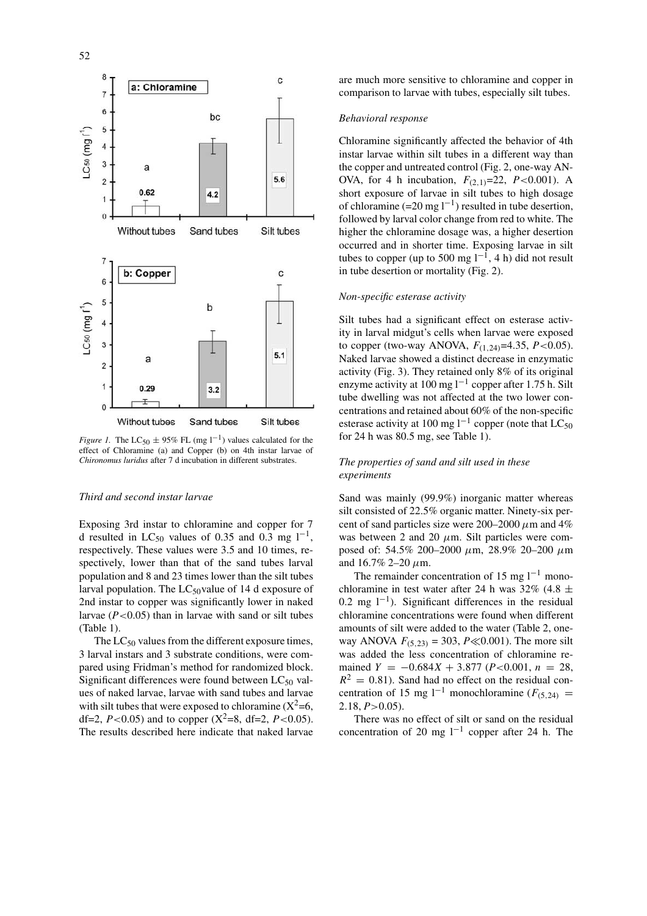*Figure 1.* The $LC_{50} \pm 95\%$ FL (mg $l^{-1}$) values calculated for the effect of Chloramine (a) and Copper (b) on 4th instar larvae of *Chironomus luridus* after 7 d incubation in different substrates.

*Third and second instar larvae*

Exposing 3rd instar to chloramine and copper for 7 d resulted in $LC_{50}$ values of 0.35 and 0.3 mg $l^{-1}$, respectively. These values were 3.5 and 10 times, respectively, lower than that of the sand tubes larval population and 8 and 23 times lower than the silt tubes larval population. The $LC_{50}$ value of 14 d exposure of 2nd instar to copper was significantly lower in naked larvae ($P<0.05$) than in larvae with sand or silt tubes (Table 1).

The $LC_{50}$ values from the different exposure times, 3 larval instars and 3 substrate conditions, were compared using Fridman's method for randomized block. Significant differences were found between $LC_{50}$ values of naked larvae, larvae with sand tubes and larvae with silt tubes that were exposed to chloramine ($X^2$=6, df=2, $P<0.05$) and to copper ($X^2$=8, df=2, $P<0.05$). The results described here indicate that naked larvae are much more sensitive to chloramine and copper in comparison to larvae with tubes, especially silt tubes.

*Behavioral response*

Chloramine significantly affected the behavior of 4th instar larvae within silt tubes in a different way than the copper and untreated control (Fig. 2, one-way ANOVA, for 4 h incubation, $F_{(2,1)}$=22, $P<0.001$). A short exposure of larvae in silt tubes to high dosage of chloramine (=20 mg $l^{-1}$) resulted in tube desertion, followed by larval color change from red to white. The higher the chloramine dosage was, a higher desertion occurred and in shorter time. Exposing larvae in silt tubes to copper (up to 500 mg $l^{-1}$, 4 h) did not result in tube desertion or mortality (Fig. 2).

*Non-specific esterase activity*

Silt tubes had a significant effect on esterase activity in larval midgut's cells when larvae were exposed to copper (two-way ANOVA, $F_{(1,24)}$=4.35, $P<0.05$). Naked larvae showed a distinct decrease in enzymatic activity (Fig. 3). They retained only 8% of its original enzyme activity at 100 mg $l^{-1}$ copper after 1.75 h. Silt tube dwelling was not affected at the two lower concentrations and retained about 60% of the non-specific esterase activity at 100 mg $l^{-1}$ copper (note that $LC_{50}$ for 24 h was 80.5 mg, see Table 1).

*The properties of sand and silt used in these experiments*

Sand was mainly (99.9%) inorganic matter whereas silt consisted of 22.5% organic matter. Ninety-six percent of sand particles size were 200–2000 $\mu$m and 4% was between 2 and 20 $\mu$m. Silt particles were composed of: 54.5% 200–2000 $\mu$m, 28.9% 20–200 $\mu$m and 16.7% 2–20 $\mu$m.

The remainder concentration of 15 mg $l^{-1}$ monochloramine in test water after 24 h was 32% (4.8 $\pm$ 0.2 mg $l^{-1}$). Significant differences in the residual chloramine concentrations were found when different amounts of silt were added to the water (Table 2, one-way ANOVA $F_{(5,23)}$ = 303, $P \ll 0.001$). The more silt was added the less concentration of chloramine remained $Y = -0.684X + 3.877$ ($P<0.001$, $n$ = 28, $R^2$ = 0.81). Sand had no effect on the residual concentration of 15 mg $l^{-1}$ monochloramine ($F_{(5,24)}$ = 2.18, $P>0.05$).

There was no effect of silt or sand on the residual concentration of 20 mg $l^{-1}$ copper after 24 h. The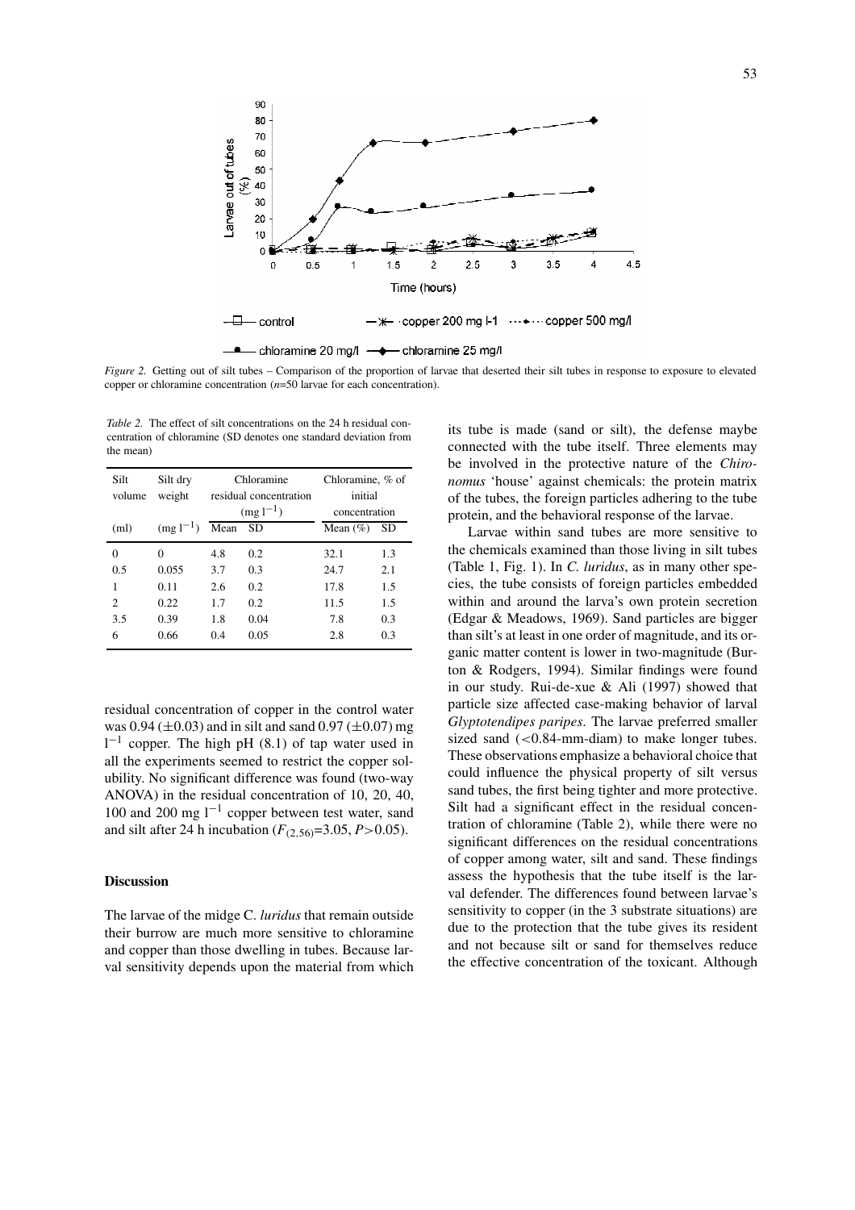*Figure 2.* Getting out of silt tubes – Comparison of the proportion of larvae that deserted their silt tubes in response to exposure to elevated copper or chloramine concentration ($n$=50 larvae for each concentration).

*Table 2.* The effect of silt concentrations on the 24 h residual concentration of chloramine (SD denotes one standard deviation from the mean)

| Silt volume | Silt dry weight | Chloramine residual concentration ($mg\ l^{-1}$) | | Chloramine, % of initial concentration | |
|---|---|---|---|---|---|
| (ml) | ($mg\ l^{-1}$) | Mean | SD | Mean (%) | SD |
| 0 | 0 | 4.8 | 0.2 | 32.1 | 1.3 |
| 0.5 | 0.055 | 3.7 | 0.3 | 24.7 | 2.1 |
| 1 | 0.11 | 2.6 | 0.2 | 17.8 | 1.5 |
| 2 | 0.22 | 1.7 | 0.2 | 11.5 | 1.5 |
| 3.5 | 0.39 | 1.8 | 0.04 | 7.8 | 0.3 |
| 6 | 0.66 | 0.4 | 0.05 | 2.8 | 0.3 |

residual concentration of copper in the control water was 0.94 (±0.03) and in silt and sand 0.97 (±0.07) mg $l^{-1}$ copper. The high pH (8.1) of tap water used in all the experiments seemed to restrict the copper solubility. No significant difference was found (two-way ANOVA) in the residual concentration of 10, 20, 40, 100 and 200 mg $l^{-1}$ copper between test water, sand and silt after 24 h incubation ($F_{(2,56)}$=3.05, $P>0.05$).

## Discussion

The larvae of the midge C. *luridus* that remain outside their burrow are much more sensitive to chloramine and copper than those dwelling in tubes. Because larval sensitivity depends upon the material from which its tube is made (sand or silt), the defense maybe connected with the tube itself. Three elements may be involved in the protective nature of the *Chironomus* 'house' against chemicals: the protein matrix of the tubes, the foreign particles adhering to the tube protein, and the behavioral response of the larvae.

Larvae within sand tubes are more sensitive to the chemicals examined than those living in silt tubes (Table 1, Fig. 1). In *C. luridus*, as in many other species, the tube consists of foreign particles embedded within and around the larva's own protein secretion (Edgar & Meadows, 1969). Sand particles are bigger than silt's at least in one order of magnitude, and its organic matter content is lower in two-magnitude (Burton & Rodgers, 1994). Similar findings were found in our study. Rui-de-xue & Ali (1997) showed that particle size affected case-making behavior of larval *Glyptotendipes paripes*. The larvae preferred smaller sized sand (<0.84-mm-diam) to make longer tubes. These observations emphasize a behavioral choice that could influence the physical property of silt versus sand tubes, the first being tighter and more protective. Silt had a significant effect in the residual concentration of chloramine (Table 2), while there were no significant differences on the residual concentrations of copper among water, silt and sand. These findings assess the hypothesis that the tube itself is the larval defender. The differences found between larvae's sensitivity to copper (in the 3 substrate situations) are due to the protection that the tube gives its resident and not because silt or sand for themselves reduce the effective concentration of the toxicant. Although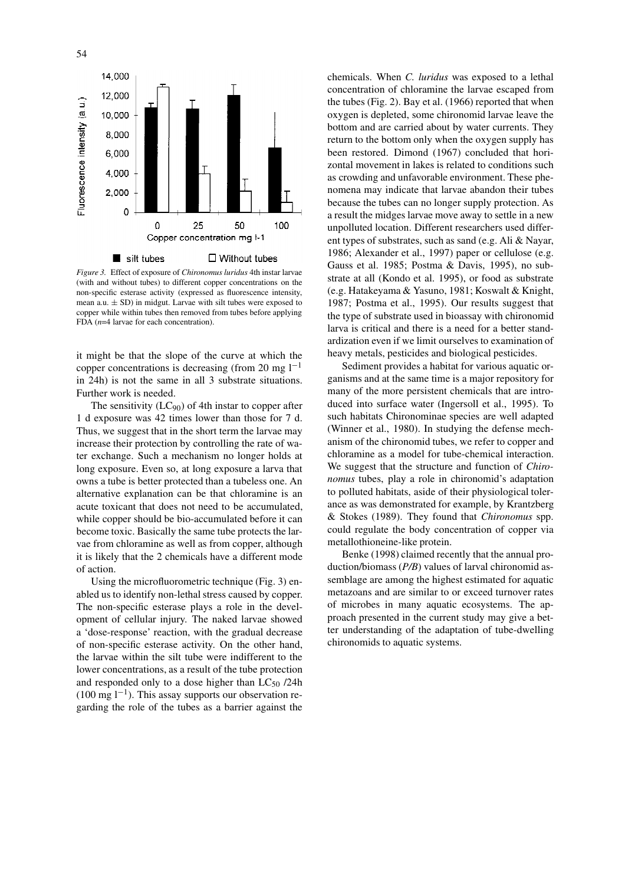*Figure 3.* Effect of exposure of *Chironomus luridus* 4th instar larvae (with and without tubes) to different copper concentrations on the non-specific esterase activity (expressed as fluorescence intensity, mean a.u. ± SD) in midgut. Larvae with silt tubes were exposed to copper while within tubes then removed from tubes before applying FDA ($n$=4 larvae for each concentration).

it might be that the slope of the curve at which the copper concentrations is decreasing (from 20 mg $l^{-1}$ in 24h) is not the same in all 3 substrate situations. Further work is needed.

The sensitivity ($LC_{90}$) of 4th instar to copper after 1 d exposure was 42 times lower than those for 7 d. Thus, we suggest that in the short term the larvae may increase their protection by controlling the rate of water exchange. Such a mechanism no longer holds at long exposure. Even so, at long exposure a larva that owns a tube is better protected than a tubeless one. An alternative explanation can be that chloramine is an acute toxicant that does not need to be accumulated, while copper should be bio-accumulated before it can become toxic. Basically the same tube protects the larvae from chloramine as well as from copper, although it is likely that the 2 chemicals have a different mode of action.

Using the microfluorometric technique (Fig. 3) enabled us to identify non-lethal stress caused by copper. The non-specific esterase plays a role in the development of cellular injury. The naked larvae showed a 'dose-response' reaction, with the gradual decrease of non-specific esterase activity. On the other hand, the larvae within the silt tube were indifferent to the lower concentrations, as a result of the tube protection and responded only to a dose higher than $LC_{50}$ /24h (100 mg $l^{-1}$). This assay supports our observation regarding the role of the tubes as a barrier against the chemicals. When *C. luridus* was exposed to a lethal concentration of chloramine the larvae escaped from the tubes (Fig. 2). Bay et al. (1966) reported that when oxygen is depleted, some chironomid larvae leave the bottom and are carried about by water currents. They return to the bottom only when the oxygen supply has been restored. Dimond (1967) concluded that horizontal movement in lakes is related to conditions such as crowding and unfavorable environment. These phenomena may indicate that larvae abandon their tubes because the tubes can no longer supply protection. As a result the midges larvae move away to settle in a new unpolluted location. Different researchers used different types of substrates, such as sand (e.g. Ali & Nayar, 1986; Alexander et al., 1997) paper or cellulose (e.g. Gauss et al. 1985; Postma & Davis, 1995), no substrate at all (Kondo et al. 1995), or food as substrate (e.g. Hatakeyama & Yasuno, 1981; Koswalt & Knight, 1987; Postma et al., 1995). Our results suggest that the type of substrate used in bioassay with chironomid larva is critical and there is a need for a better standardization even if we limit ourselves to examination of heavy metals, pesticides and biological pesticides.

Sediment provides a habitat for various aquatic organisms and at the same time is a major repository for many of the more persistent chemicals that are introduced into surface water (Ingersoll et al., 1995). To such habitats Chironominae species are well adapted (Winner et al., 1980). In studying the defense mechanism of the chironomid tubes, we refer to copper and chloramine as a model for tube-chemical interaction. We suggest that the structure and function of *Chironomus* tubes, play a role in chironomid's adaptation to polluted habitats, aside of their physiological tolerance as was demonstrated for example, by Krantzberg & Stokes (1989). They found that *Chironomus* spp. could regulate the body concentration of copper via metallothioneine-like protein.

Benke (1998) claimed recently that the annual production/biomass (*P/B*) values of larval chironomid assemblage are among the highest estimated for aquatic metazoans and are similar to or exceed turnover rates of microbes in many aquatic ecosystems. The approach presented in the current study may give a better understanding of the adaptation of tube-dwelling chironomids to aquatic systems.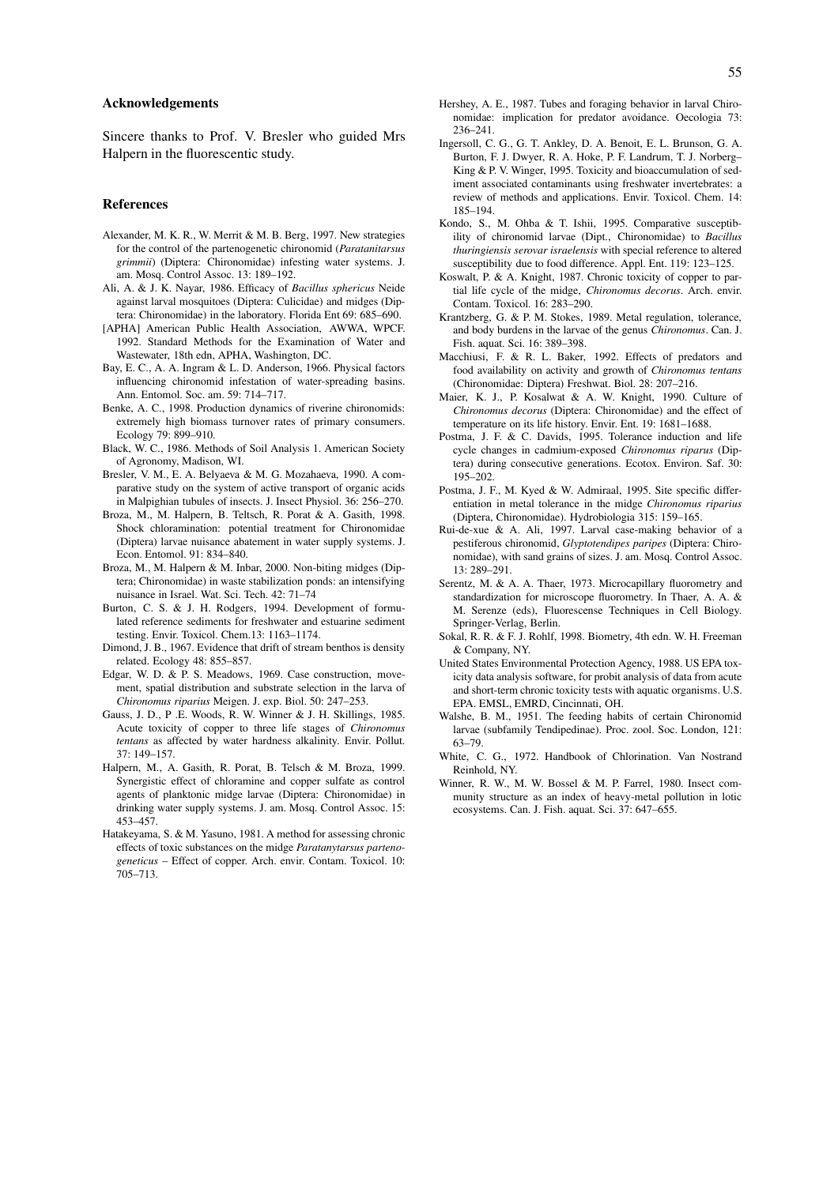## Acknowledgements

Sincere thanks to Prof. V. Bresler who guided Mrs Halpern in the fluorescentic study.

## References

Alexander, M. K. R., W. Merrit & M. B. Berg, 1997. New strategies for the control of the partenogenetic chironomid (*Paratanitarsus grimmii*) (Diptera: Chironomidae) infesting water systems. J. am. Mosq. Control Assoc. 13: 189–192.

Ali, A. & J. K. Nayar, 1986. Efficacy of *Bacillus sphericus* Neide against larval mosquitoes (Diptera: Culicidae) and midges (Diptera: Chironomidae) in the laboratory. Florida Ent 69: 685–690.

[APHA] American Public Health Association, AWWA, WPCF. 1992. Standard Methods for the Examination of Water and Wastewater, 18th edn, APHA, Washington, DC.

Bay, E. C., A. A. Ingram & L. D. Anderson, 1966. Physical factors influencing chironomid infestation of water-spreading basins. Ann. Entomol. Soc. am. 59: 714–717.

Benke, A. C., 1998. Production dynamics of riverine chironomids: extremely high biomass turnover rates of primary consumers. Ecology 79: 899–910.

Black, W. C., 1986. Methods of Soil Analysis 1. American Society of Agronomy, Madison, WI.

Bresler, V. M., E. A. Belyaeva & M. G. Mozahaeva, 1990. A comparative study on the system of active transport of organic acids in Malpighian tubules of insects. J. Insect Physiol. 36: 256–270.

Broza, M., M. Halpern, B. Teltsch, R. Porat & A. Gasith, 1998. Shock chloramination: potential treatment for Chironomidae (Diptera) larvae nuisance abatement in water supply systems. J. Econ. Entomol. 91: 834–840.

Broza, M., M. Halpern & M. Inbar, 2000. Non-biting midges (Diptera; Chironomidae) in waste stabilization ponds: an intensifying nuisance in Israel. Wat. Sci. Tech. 42: 71–74

Burton, C. S. & J. H. Rodgers, 1994. Development of formulated reference sediments for freshwater and estuarine sediment testing. Envir. Toxicol. Chem.13: 1163–1174.

Dimond, J. B., 1967. Evidence that drift of stream benthos is density related. Ecology 48: 855–857.

Edgar, W. D. & P. S. Meadows, 1969. Case construction, movement, spatial distribution and substrate selection in the larva of *Chironomus riparius* Meigen. J. exp. Biol. 50: 247–253.

Gauss, J. D., P .E. Woods, R. W. Winner & J. H. Skillings, 1985. Acute toxicity of copper to three life stages of *Chironomus tentans* as affected by water hardness alkalinity. Envir. Pollut. 37: 149–157.

Halpern, M., A. Gasith, R. Porat, B. Telsch & M. Broza, 1999. Synergistic effect of chloramine and copper sulfate as control agents of planktonic midge larvae (Diptera: Chironomidae) in drinking water supply systems. J. am. Mosq. Control Assoc. 15: 453–457.

Hatakeyama, S. & M. Yasuno, 1981. A method for assessing chronic effects of toxic substances on the midge *Paratanytarsus partenogeneticus* – Effect of copper. Arch. envir. Contam. Toxicol. 10: 705–713.

Hershey, A. E., 1987. Tubes and foraging behavior in larval Chironomidae: implication for predator avoidance. Oecologia 73: 236–241.

Ingersoll, C. G., G. T. Ankley, D. A. Benoit, E. L. Brunson, G. A. Burton, F. J. Dwyer, R. A. Hoke, P. F. Landrum, T. J. Norberg–King & P. V. Winger, 1995. Toxicity and bioaccumulation of sediment associated contaminants using freshwater invertebrates: a review of methods and applications. Envir. Toxicol. Chem. 14: 185–194.

Kondo, S., M. Ohba & T. Ishii, 1995. Comparative susceptibility of chironomid larvae (Dipt., Chironomidae) to *Bacillus thuringiensis serovar israelensis* with special reference to altered susceptibility due to food difference. Appl. Ent. 119: 123–125.

Koswalt, P. & A. Knight, 1987. Chronic toxicity of copper to partial life cycle of the midge, *Chironomus decorus*. Arch. envir. Contam. Toxicol. 16: 283–290.

Krantzberg, G. & P. M. Stokes, 1989. Metal regulation, tolerance, and body burdens in the larvae of the genus *Chironomus*. Can. J. Fish. aquat. Sci. 16: 389–398.

Macchiusi, F. & R. L. Baker, 1992. Effects of predators and food availability on activity and growth of *Chironomus tentans* (Chironomidae: Diptera) Freshwat. Biol. 28: 207–216.

Maier, K. J., P. Kosalwat & A. W. Knight, 1990. Culture of *Chironomus decorus* (Diptera: Chironomidae) and the effect of temperature on its life history. Envir. Ent. 19: 1681–1688.

Postma, J. F. & C. Davids, 1995. Tolerance induction and life cycle changes in cadmium-exposed *Chironomus riparus* (Diptera) during consecutive generations. Ecotox. Environ. Saf. 30: 195–202.

Postma, J. F., M. Kyed & W. Admiraal, 1995. Site specific differentiation in metal tolerance in the midge *Chironomus riparius* (Diptera, Chironomidae). Hydrobiologia 315: 159–165.

Rui-de-xue & A. Ali, 1997. Larval case-making behavior of a pestiferous chironomid, *Glyptotendipes paripes* (Diptera: Chironomidae), with sand grains of sizes. J. am. Mosq. Control Assoc. 13: 289–291.

Serentz, M. & A. A. Thaer, 1973. Microcapillary fluorometry and standardization for microscope fluorometry. In Thaer, A. A. & M. Serenze (eds), Fluorescense Techniques in Cell Biology. Springer-Verlag, Berlin.

Sokal, R. R. & F. J. Rohlf, 1998. Biometry, 4th edn. W. H. Freeman & Company, NY.

United States Environmental Protection Agency, 1988. US EPA toxicity data analysis software, for probit analysis of data from acute and short-term chronic toxicity tests with aquatic organisms. U.S. EPA. EMSL, EMRD, Cincinnati, OH.

Walshe, B. M., 1951. The feeding habits of certain Chironomid larvae (subfamily Tendipedinae). Proc. zool. Soc. London, 121: 63–79.

White, C. G., 1972. Handbook of Chlorination. Van Nostrand Reinhold, NY.

Winner, R. W., M. W. Bossel & M. P. Farrel, 1980. Insect community structure as an index of heavy-metal pollution in lotic ecosystems. Can. J. Fish. aquat. Sci. 37: 647–655.